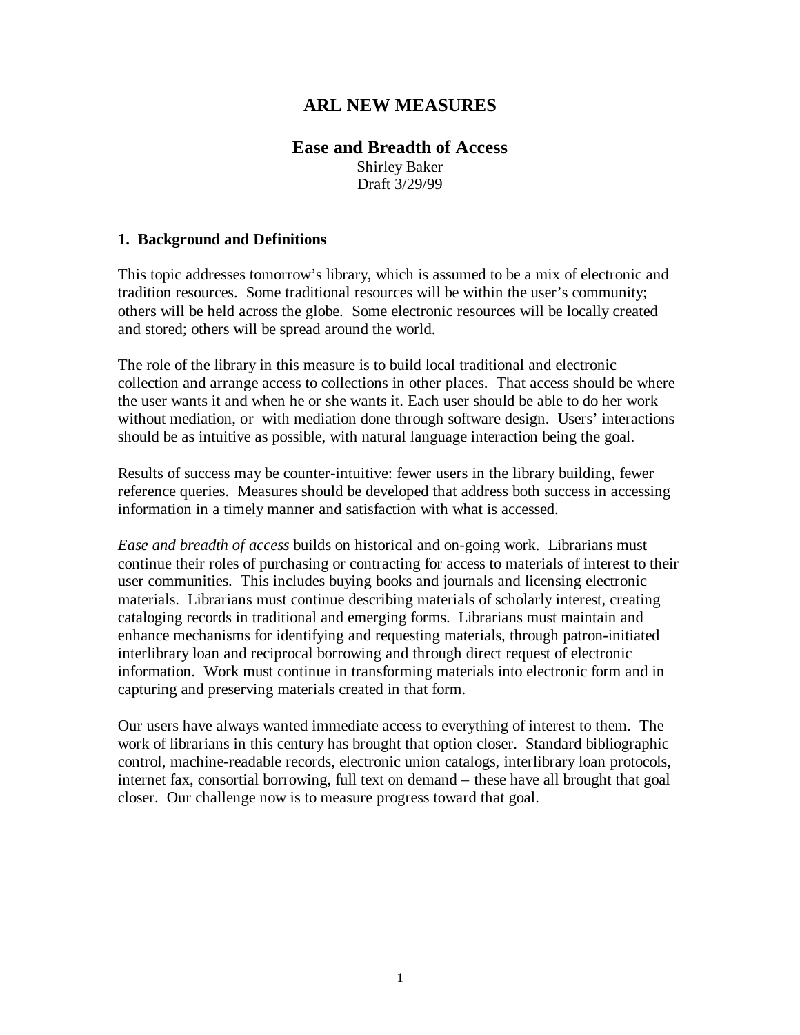# ARL NEW MEASURES

## Ease and Breadth of Access

Shirley Baker
Draft 3/29/99

### 1. Background and Definitions

This topic addresses tomorrow's library, which is assumed to be a mix of electronic and tradition resources. Some traditional resources will be within the user's community; others will be held across the globe. Some electronic resources will be locally created and stored; others will be spread around the world.

The role of the library in this measure is to build local traditional and electronic collection and arrange access to collections in other places. That access should be where the user wants it and when he or she wants it. Each user should be able to do her work without mediation, or with mediation done through software design. Users' interactions should be as intuitive as possible, with natural language interaction being the goal.

Results of success may be counter-intuitive: fewer users in the library building, fewer reference queries. Measures should be developed that address both success in accessing information in a timely manner and satisfaction with what is accessed.

*Ease and breadth of access* builds on historical and on-going work. Librarians must continue their roles of purchasing or contracting for access to materials of interest to their user communities. This includes buying books and journals and licensing electronic materials. Librarians must continue describing materials of scholarly interest, creating cataloging records in traditional and emerging forms. Librarians must maintain and enhance mechanisms for identifying and requesting materials, through patron-initiated interlibrary loan and reciprocal borrowing and through direct request of electronic information. Work must continue in transforming materials into electronic form and in capturing and preserving materials created in that form.

Our users have always wanted immediate access to everything of interest to them. The work of librarians in this century has brought that option closer. Standard bibliographic control, machine-readable records, electronic union catalogs, interlibrary loan protocols, internet fax, consortial borrowing, full text on demand – these have all brought that goal closer. Our challenge now is to measure progress toward that goal.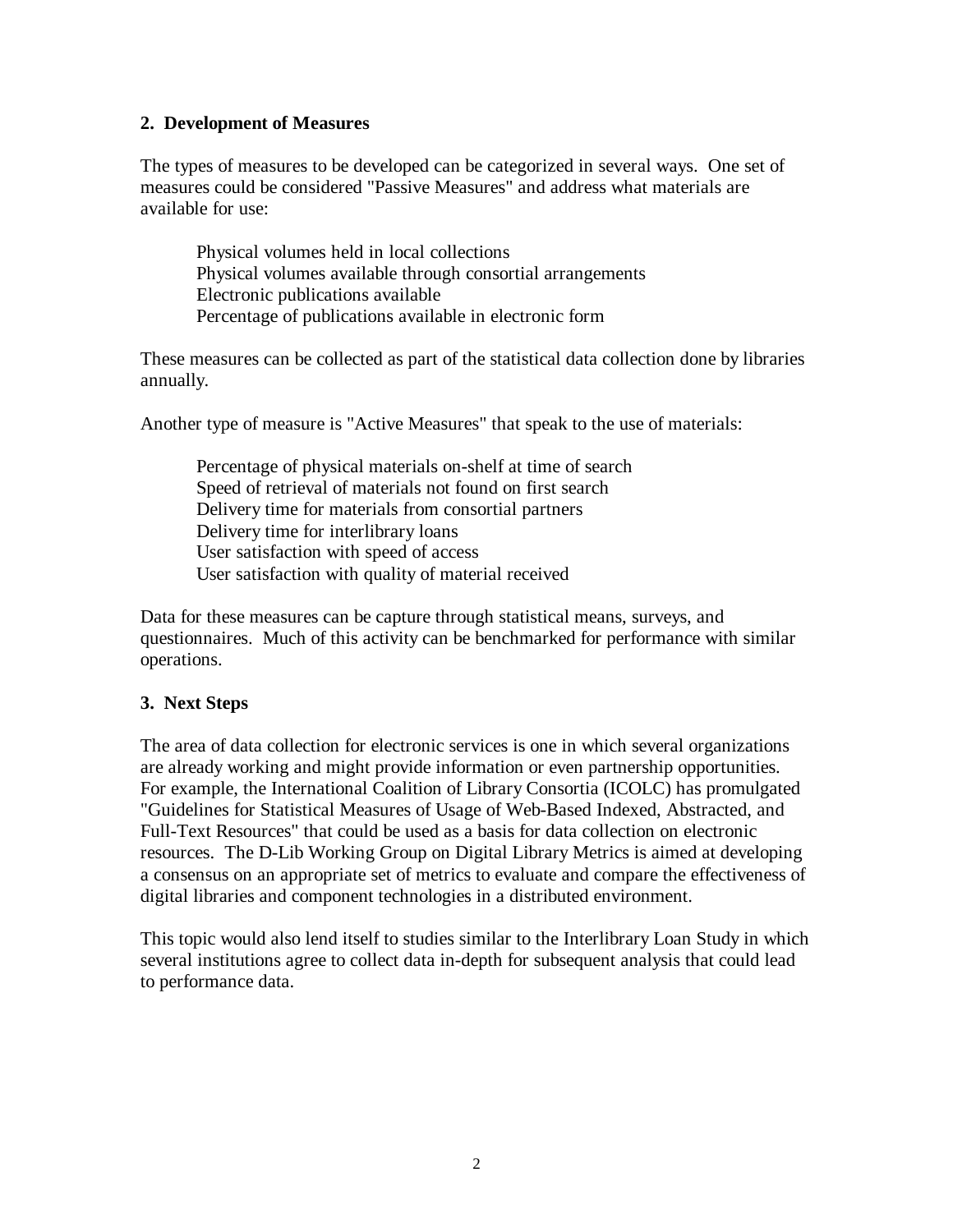## 2. Development of Measures

The types of measures to be developed can be categorized in several ways. One set of measures could be considered "Passive Measures" and address what materials are available for use:

> Physical volumes held in local collections
> Physical volumes available through consortial arrangements
> Electronic publications available
> Percentage of publications available in electronic form

These measures can be collected as part of the statistical data collection done by libraries annually.

Another type of measure is "Active Measures" that speak to the use of materials:

> Percentage of physical materials on-shelf at time of search
> Speed of retrieval of materials not found on first search
> Delivery time for materials from consortial partners
> Delivery time for interlibrary loans
> User satisfaction with speed of access
> User satisfaction with quality of material received

Data for these measures can be capture through statistical means, surveys, and questionnaires. Much of this activity can be benchmarked for performance with similar operations.

## 3. Next Steps

The area of data collection for electronic services is one in which several organizations are already working and might provide information or even partnership opportunities. For example, the International Coalition of Library Consortia (ICOLC) has promulgated "Guidelines for Statistical Measures of Usage of Web-Based Indexed, Abstracted, and Full-Text Resources" that could be used as a basis for data collection on electronic resources. The D-Lib Working Group on Digital Library Metrics is aimed at developing a consensus on an appropriate set of metrics to evaluate and compare the effectiveness of digital libraries and component technologies in a distributed environment.

This topic would also lend itself to studies similar to the Interlibrary Loan Study in which several institutions agree to collect data in-depth for subsequent analysis that could lead to performance data.